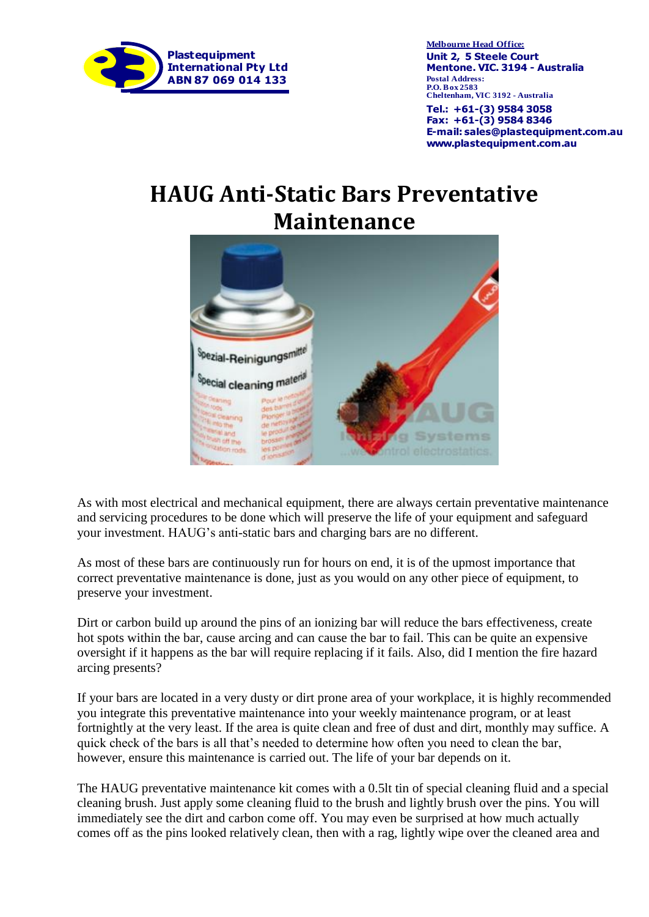Plastequipment International Pty Ltd
ABN 87 069 014 133

Melbourne Head Office:
Unit 2, 5 Steele Court
Mentone. VIC. 3194 - Australia
Postal Address:
P.O. Box 2583
Cheltenham, VIC 3192 - Australia
Tel.: +61-(3) 9584 3058
Fax: +61-(3) 9584 8346
E-mail: sales@plastequipment.com.au
www.plastequipment.com.au

# HAUG Anti-Static Bars Preventative Maintenance

As with most electrical and mechanical equipment, there are always certain preventative maintenance and servicing procedures to be done which will preserve the life of your equipment and safeguard your investment. HAUG's anti-static bars and charging bars are no different.

As most of these bars are continuously run for hours on end, it is of the upmost importance that correct preventative maintenance is done, just as you would on any other piece of equipment, to preserve your investment.

Dirt or carbon build up around the pins of an ionizing bar will reduce the bars effectiveness, create hot spots within the bar, cause arcing and can cause the bar to fail. This can be quite an expensive oversight if it happens as the bar will require replacing if it fails. Also, did I mention the fire hazard arcing presents?

If your bars are located in a very dusty or dirt prone area of your workplace, it is highly recommended you integrate this preventative maintenance into your weekly maintenance program, or at least fortnightly at the very least. If the area is quite clean and free of dust and dirt, monthly may suffice. A quick check of the bars is all that's needed to determine how often you need to clean the bar, however, ensure this maintenance is carried out. The life of your bar depends on it.

The HAUG preventative maintenance kit comes with a 0.5lt tin of special cleaning fluid and a special cleaning brush. Just apply some cleaning fluid to the brush and lightly brush over the pins. You will immediately see the dirt and carbon come off. You may even be surprised at how much actually comes off as the pins looked relatively clean, then with a rag, lightly wipe over the cleaned area and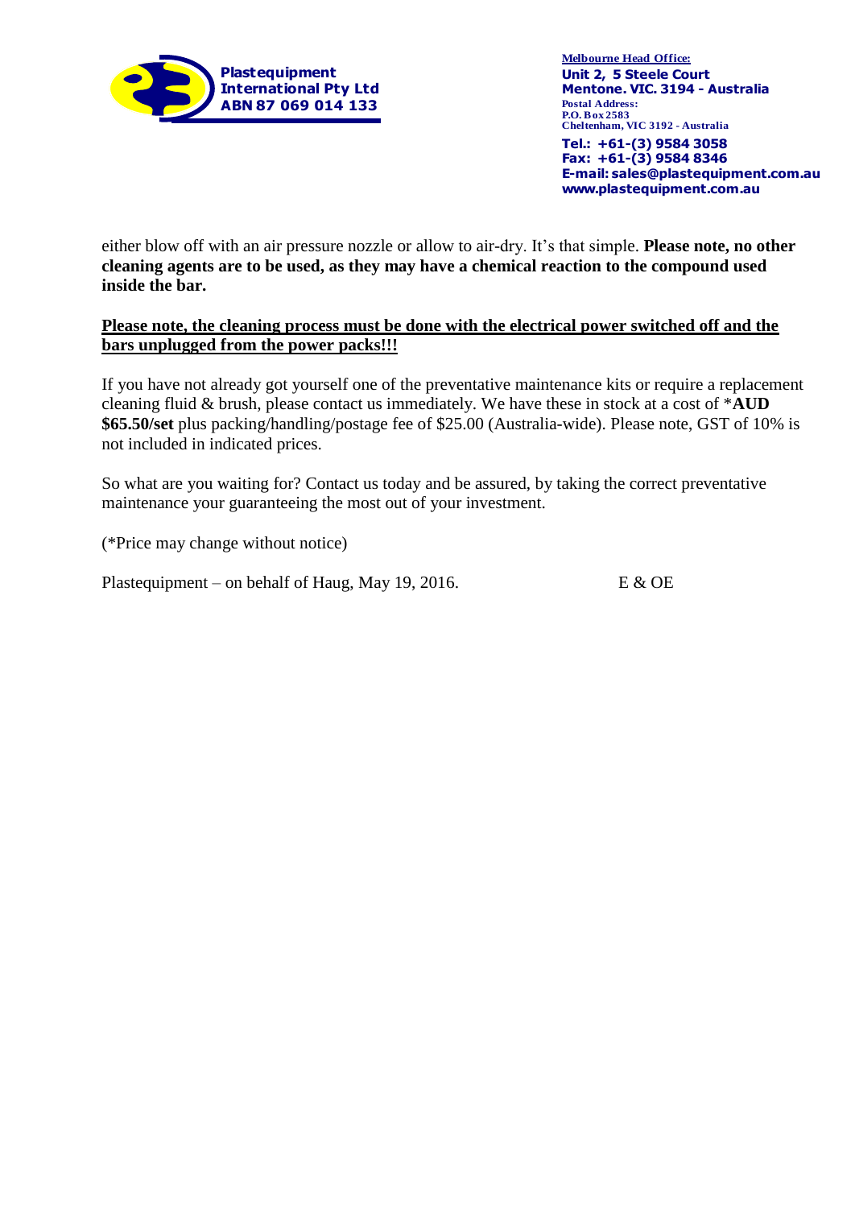either blow off with an air pressure nozzle or allow to air-dry. It's that simple. **Please note, no other cleaning agents are to be used, as they may have a chemical reaction to the compound used inside the bar.**

**Please note, the cleaning process must be done with the electrical power switched off and the bars unplugged from the power packs!!!**

If you have not already got yourself one of the preventative maintenance kits or require a replacement cleaning fluid & brush, please contact us immediately. We have these in stock at a cost of *__AUD $65.50/set__ plus packing/handling/postage fee of $25.00 (Australia-wide). Please note, GST of 10% is not included in indicated prices.

So what are you waiting for? Contact us today and be assured, by taking the correct preventative maintenance your guaranteeing the most out of your investment.

(*Price may change without notice)

Plastequipment – on behalf of Haug, May 19, 2016. E & OE